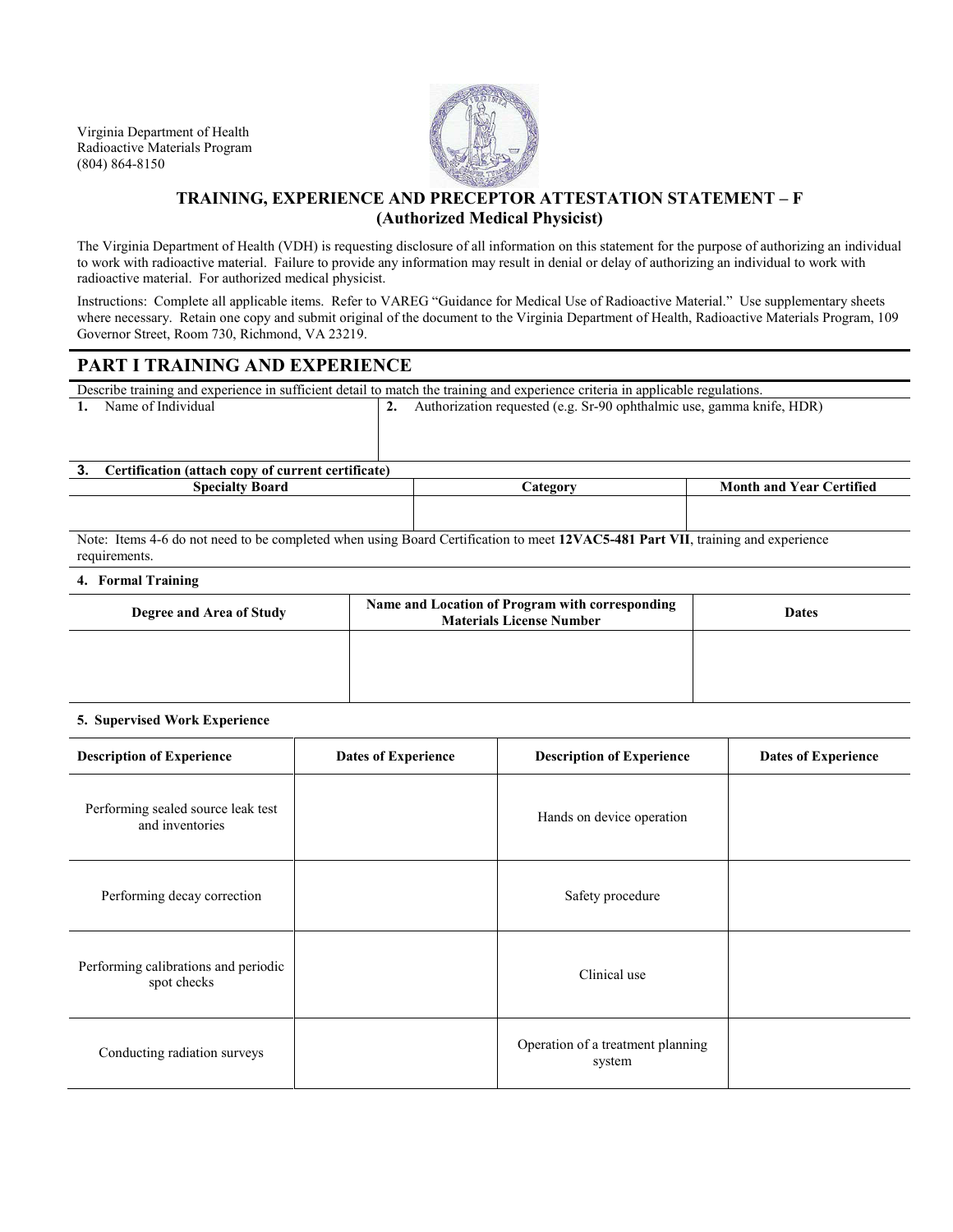Virginia Department of Health
Radioactive Materials Program
(804) 864-8150

## TRAINING, EXPERIENCE AND PRECEPTOR ATTESTATION STATEMENT – F
## (Authorized Medical Physicist)

The Virginia Department of Health (VDH) is requesting disclosure of all information on this statement for the purpose of authorizing an individual to work with radioactive material. Failure to provide any information may result in denial or delay of authorizing an individual to work with radioactive material. For authorized medical physicist.

Instructions: Complete all applicable items. Refer to VAREG "Guidance for Medical Use of Radioactive Material." Use supplementary sheets where necessary. Retain one copy and submit original of the document to the Virginia Department of Health, Radioactive Materials Program, 109 Governor Street, Room 730, Richmond, VA 23219.

## PART I TRAINING AND EXPERIENCE

Describe training and experience in sufficient detail to match the training and experience criteria in applicable regulations.

| 1. Name of Individual | 2. Authorization requested (e.g. Sr-90 ophthalmic use, gamma knife, HDR) |
|---|---|
| | |

**3. Certification (attach copy of current certificate)**

| Specialty Board | Category | Month and Year Certified |
|---|---|---|
| | | |

Note: Items 4-6 do not need to be completed when using Board Certification to meet **12VAC5-481 Part VII**, training and experience requirements.

**4. Formal Training**

| Degree and Area of Study | Name and Location of Program with corresponding Materials License Number | Dates |
|---|---|---|
| | | |

**5. Supervised Work Experience**

| Description of Experience | Dates of Experience | Description of Experience | Dates of Experience |
|---|---|---|---|
| Performing sealed source leak test and inventories | | Hands on device operation | |
| Performing decay correction | | Safety procedure | |
| Performing calibrations and periodic spot checks | | Clinical use | |
| Conducting radiation surveys | | Operation of a treatment planning system | |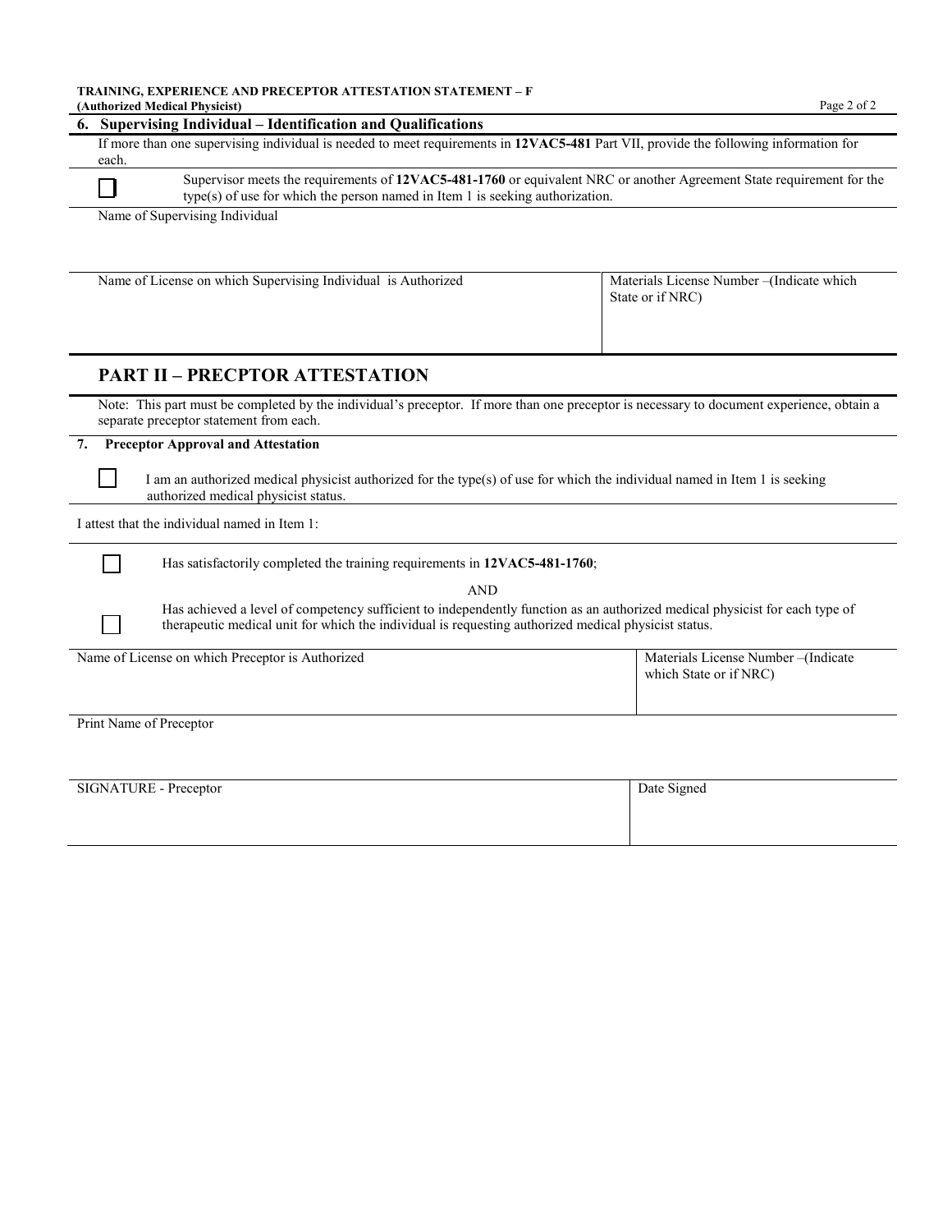## 6. Supervising Individual – Identification and Qualifications

If more than one supervising individual is needed to meet requirements in **12VAC5-481** Part VII, provide the following information for each.

☐ Supervisor meets the requirements of **12VAC5-481-1760** or equivalent NRC or another Agreement State requirement for the type(s) of use for which the person named in Item 1 is seeking authorization.

Name of Supervising Individual

| Name of License on which Supervising Individual is Authorized | Materials License Number –(Indicate which State or if NRC) |
|---|---|
| | |

# PART II – PRECPTOR ATTESTATION

Note: This part must be completed by the individual's preceptor. If more than one preceptor is necessary to document experience, obtain a separate preceptor statement from each.

## 7. Preceptor Approval and Attestation

☐ I am an authorized medical physicist authorized for the type(s) of use for which the individual named in Item 1 is seeking authorized medical physicist status.

I attest that the individual named in Item 1:

☐ Has satisfactorily completed the training requirements in **12VAC5-481-1760**;

AND

☐ Has achieved a level of competency sufficient to independently function as an authorized medical physicist for each type of therapeutic medical unit for which the individual is requesting authorized medical physicist status.

| Name of License on which Preceptor is Authorized | Materials License Number –(Indicate which State or if NRC) |
|---|---|
| | |

Print Name of Preceptor

| SIGNATURE - Preceptor | Date Signed |
|---|---|
| | |